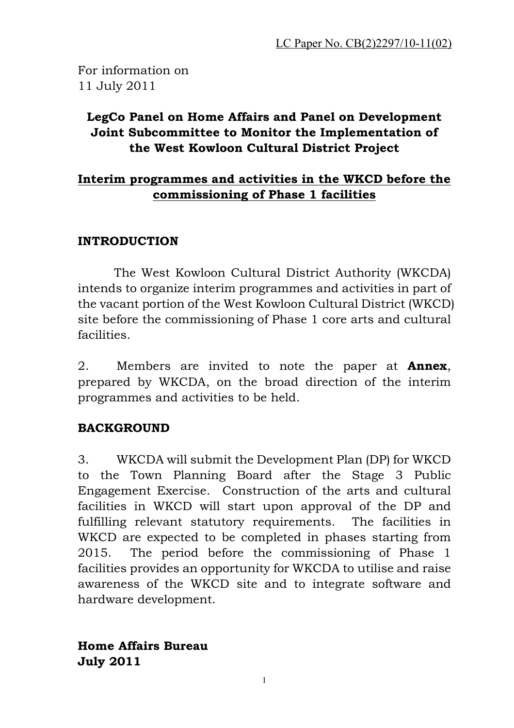LC Paper No. CB(2)2297/10-11(02)

For information on
11 July 2011

**LegCo Panel on Home Affairs and Panel on Development Joint Subcommittee to Monitor the Implementation of the West Kowloon Cultural District Project**

**<u>Interim programmes and activities in the WKCD before the commissioning of Phase 1 facilities</u>**

## INTRODUCTION

The West Kowloon Cultural District Authority (WKCDA) intends to organize interim programmes and activities in part of the vacant portion of the West Kowloon Cultural District (WKCD) site before the commissioning of Phase 1 core arts and cultural facilities.

2. Members are invited to note the paper at **Annex**, prepared by WKCDA, on the broad direction of the interim programmes and activities to be held.

## BACKGROUND

3. WKCDA will submit the Development Plan (DP) for WKCD to the Town Planning Board after the Stage 3 Public Engagement Exercise. Construction of the arts and cultural facilities in WKCD will start upon approval of the DP and fulfilling relevant statutory requirements. The facilities in WKCD are expected to be completed in phases starting from 2015. The period before the commissioning of Phase 1 facilities provides an opportunity for WKCDA to utilise and raise awareness of the WKCD site and to integrate software and hardware development.

**Home Affairs Bureau**
**July 2011**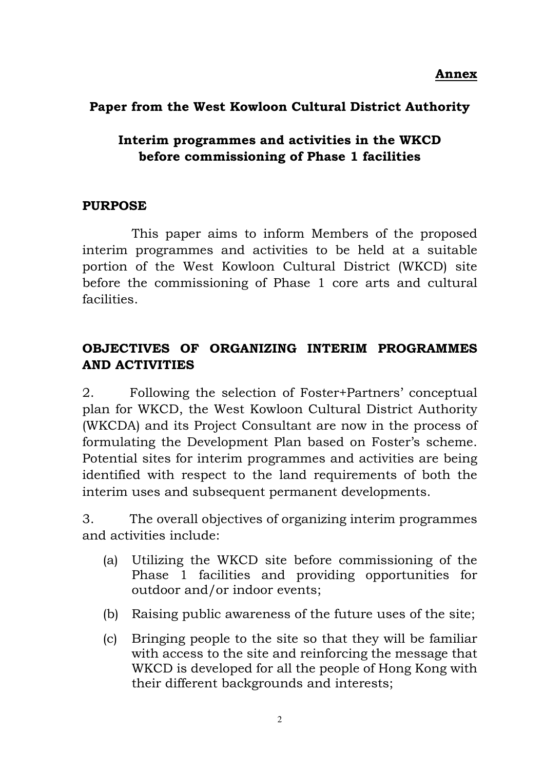**Annex**

## Paper from the West Kowloon Cultural District Authority

## Interim programmes and activities in the WKCD before commissioning of Phase 1 facilities

### PURPOSE

This paper aims to inform Members of the proposed interim programmes and activities to be held at a suitable portion of the West Kowloon Cultural District (WKCD) site before the commissioning of Phase 1 core arts and cultural facilities.

### OBJECTIVES OF ORGANIZING INTERIM PROGRAMMES AND ACTIVITIES

2. Following the selection of Foster+Partners' conceptual plan for WKCD, the West Kowloon Cultural District Authority (WKCDA) and its Project Consultant are now in the process of formulating the Development Plan based on Foster's scheme. Potential sites for interim programmes and activities are being identified with respect to the land requirements of both the interim uses and subsequent permanent developments.

3. The overall objectives of organizing interim programmes and activities include:

(a) Utilizing the WKCD site before commissioning of the Phase 1 facilities and providing opportunities for outdoor and/or indoor events;

(b) Raising public awareness of the future uses of the site;

(c) Bringing people to the site so that they will be familiar with access to the site and reinforcing the message that WKCD is developed for all the people of Hong Kong with their different backgrounds and interests;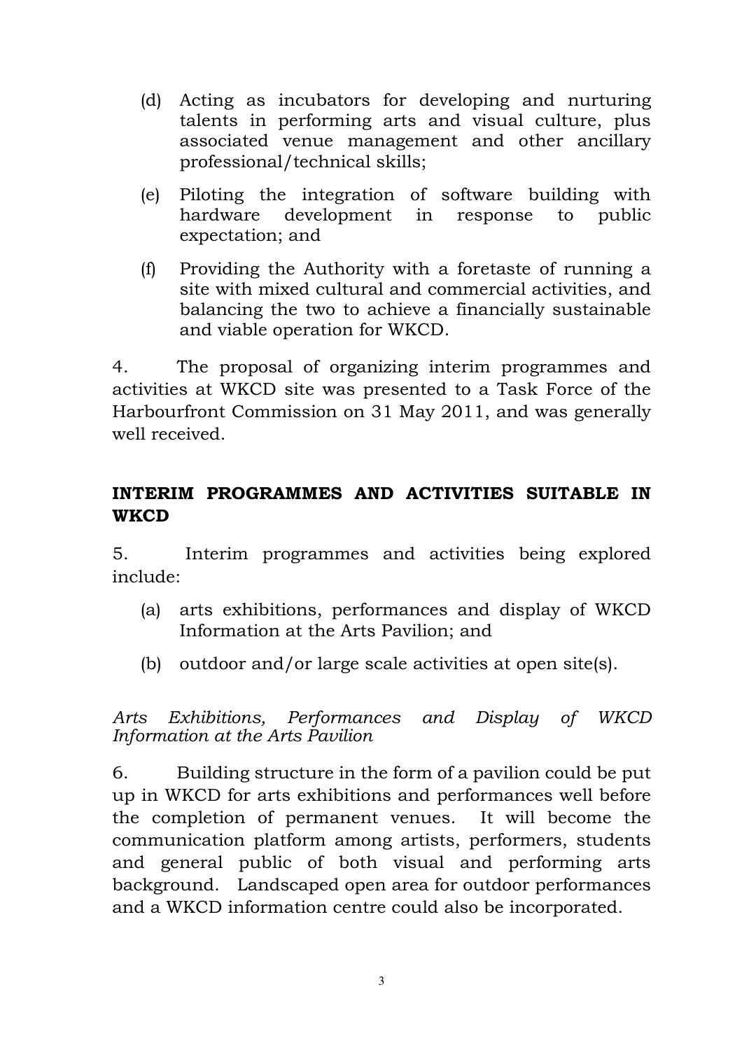(d) Acting as incubators for developing and nurturing talents in performing arts and visual culture, plus associated venue management and other ancillary professional/technical skills;

(e) Piloting the integration of software building with hardware development in response to public expectation; and

(f) Providing the Authority with a foretaste of running a site with mixed cultural and commercial activities, and balancing the two to achieve a financially sustainable and viable operation for WKCD.

4. The proposal of organizing interim programmes and activities at WKCD site was presented to a Task Force of the Harbourfront Commission on 31 May 2011, and was generally well received.

## INTERIM PROGRAMMES AND ACTIVITIES SUITABLE IN WKCD

5. Interim programmes and activities being explored include:

(a) arts exhibitions, performances and display of WKCD Information at the Arts Pavilion; and

(b) outdoor and/or large scale activities at open site(s).

*Arts Exhibitions, Performances and Display of WKCD Information at the Arts Pavilion*

6. Building structure in the form of a pavilion could be put up in WKCD for arts exhibitions and performances well before the completion of permanent venues. It will become the communication platform among artists, performers, students and general public of both visual and performing arts background. Landscaped open area for outdoor performances and a WKCD information centre could also be incorporated.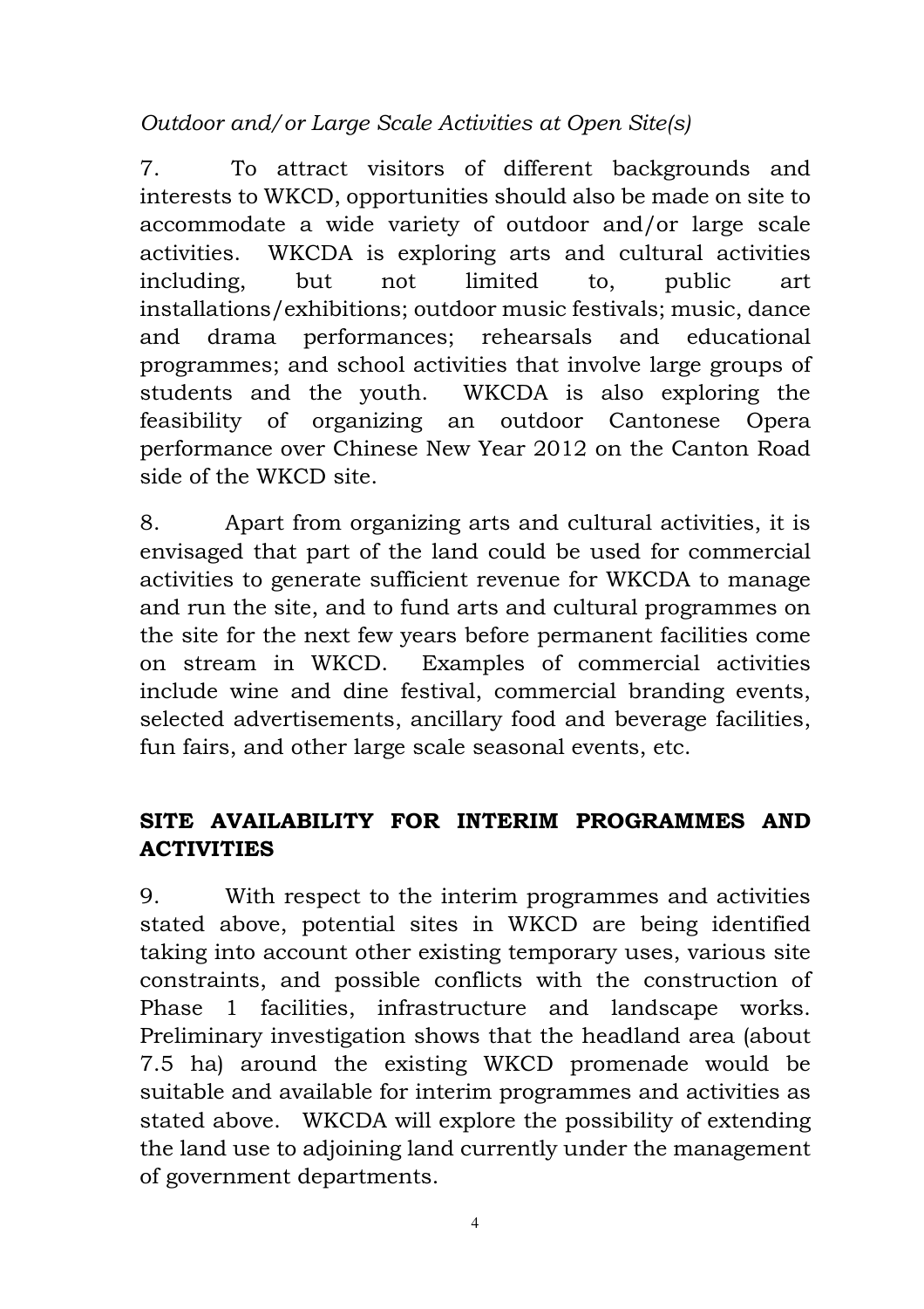*Outdoor and/or Large Scale Activities at Open Site(s)*

7. To attract visitors of different backgrounds and interests to WKCD, opportunities should also be made on site to accommodate a wide variety of outdoor and/or large scale activities. WKCDA is exploring arts and cultural activities including, but not limited to, public art installations/exhibitions; outdoor music festivals; music, dance and drama performances; rehearsals and educational programmes; and school activities that involve large groups of students and the youth. WKCDA is also exploring the feasibility of organizing an outdoor Cantonese Opera performance over Chinese New Year 2012 on the Canton Road side of the WKCD site.

8. Apart from organizing arts and cultural activities, it is envisaged that part of the land could be used for commercial activities to generate sufficient revenue for WKCDA to manage and run the site, and to fund arts and cultural programmes on the site for the next few years before permanent facilities come on stream in WKCD. Examples of commercial activities include wine and dine festival, commercial branding events, selected advertisements, ancillary food and beverage facilities, fun fairs, and other large scale seasonal events, etc.

## SITE AVAILABILITY FOR INTERIM PROGRAMMES AND ACTIVITIES

9. With respect to the interim programmes and activities stated above, potential sites in WKCD are being identified taking into account other existing temporary uses, various site constraints, and possible conflicts with the construction of Phase 1 facilities, infrastructure and landscape works. Preliminary investigation shows that the headland area (about 7.5 ha) around the existing WKCD promenade would be suitable and available for interim programmes and activities as stated above. WKCDA will explore the possibility of extending the land use to adjoining land currently under the management of government departments.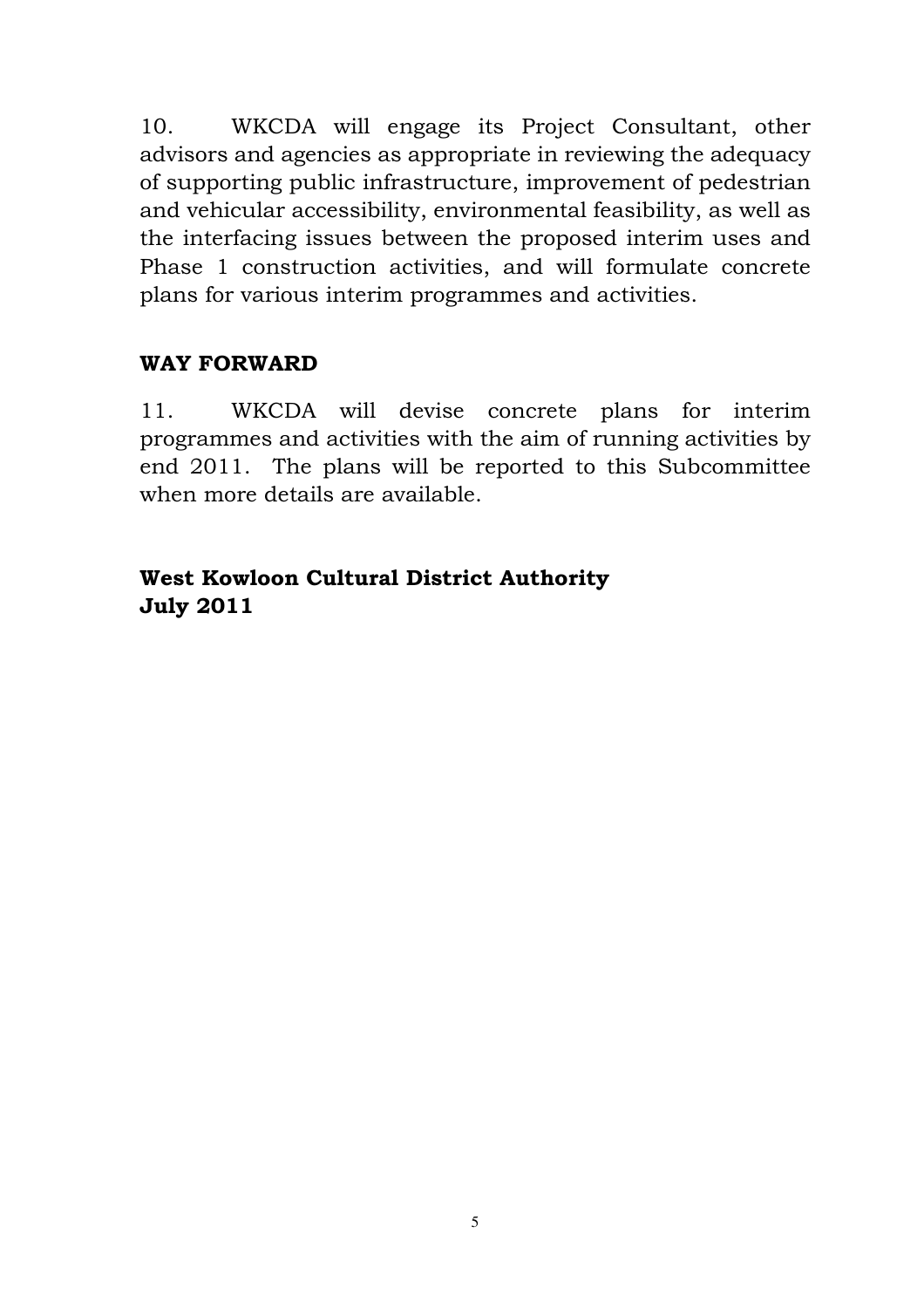10. WKCDA will engage its Project Consultant, other advisors and agencies as appropriate in reviewing the adequacy of supporting public infrastructure, improvement of pedestrian and vehicular accessibility, environmental feasibility, as well as the interfacing issues between the proposed interim uses and Phase 1 construction activities, and will formulate concrete plans for various interim programmes and activities.

## WAY FORWARD

11. WKCDA will devise concrete plans for interim programmes and activities with the aim of running activities by end 2011. The plans will be reported to this Subcommittee when more details are available.

**West Kowloon Cultural District Authority**
**July 2011**